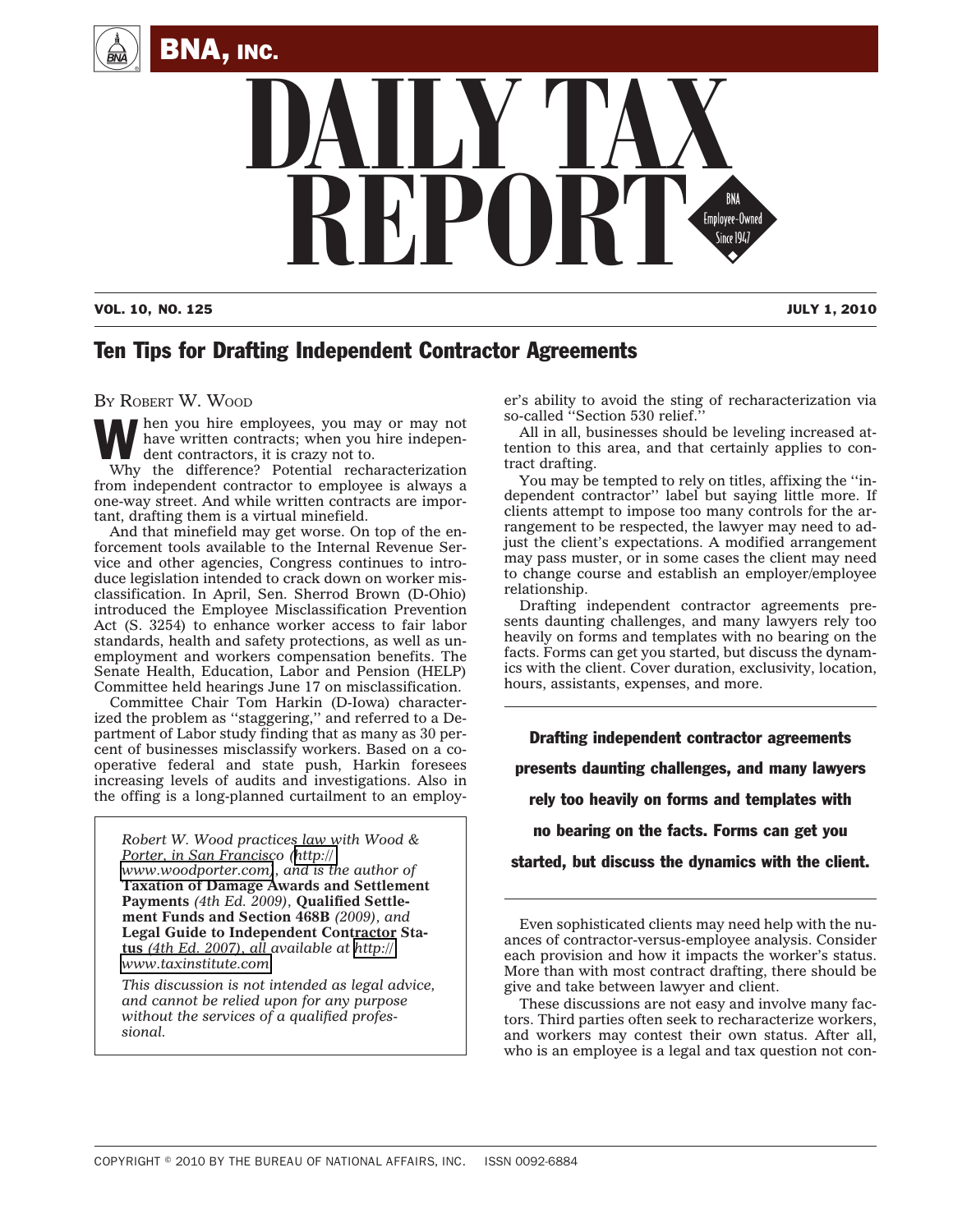# Ten Tips for Drafting Independent Contractor Agreements

BY ROBERT W. WOOD

When you hire employees, you may or may not have written contracts; when you hire independent contractors, it is crazy not to.

Why the difference? Potential recharacterization from independent contractor to employee is always a one-way street. And while written contracts are important, drafting them is a virtual minefield.

And that minefield may get worse. On top of the enforcement tools available to the Internal Revenue Service and other agencies, Congress continues to introduce legislation intended to crack down on worker misclassification. In April, Sen. Sherrod Brown (D-Ohio) introduced the Employee Misclassification Prevention Act (S. 3254) to enhance worker access to fair labor standards, health and safety protections, as well as unemployment and workers compensation benefits. The Senate Health, Education, Labor and Pension (HELP) Committee held hearings June 17 on misclassification.

Committee Chair Tom Harkin (D-Iowa) characterized the problem as ''staggering,'' and referred to a Department of Labor study finding that as many as 30 percent of businesses misclassify workers. Based on a cooperative federal and state push, Harkin foresees increasing levels of audits and investigations. Also in the offing is a long-planned curtailment to an employer's ability to avoid the sting of recharacterization via so-called ''Section 530 relief.''

All in all, businesses should be leveling increased attention to this area, and that certainly applies to contract drafting.

You may be tempted to rely on titles, affixing the ''independent contractor'' label but saying little more. If clients attempt to impose too many controls for the arrangement to be respected, the lawyer may need to adjust the client's expectations. A modified arrangement may pass muster, or in some cases the client may need to change course and establish an employer/employee relationship.

Drafting independent contractor agreements presents daunting challenges, and many lawyers rely too heavily on forms and templates with no bearing on the facts. Forms can get you started, but discuss the dynamics with the client. Cover duration, exclusivity, location, hours, assistants, expenses, and more.

> **Drafting independent contractor agreements presents daunting challenges, and many lawyers rely too heavily on forms and templates with no bearing on the facts. Forms can get you started, but discuss the dynamics with the client.**

Even sophisticated clients may need help with the nuances of contractor-versus-employee analysis. Consider each provision and how it impacts the worker's status. More than with most contract drafting, there should be give and take between lawyer and client.

These discussions are not easy and involve many factors. Third parties often seek to recharacterize workers, and workers may contest their own status. After all, who is an employee is a legal and tax question not con-

---

*Robert W. Wood practices law with Wood & Porter, in San Francisco (http://www.woodporter.com), and is the author of* **Taxation of Damage Awards and Settlement Payments** *(4th Ed. 2009),* **Qualified Settlement Funds and Section 468B** *(2009), and* **Legal Guide to Independent Contractor Status** *(4th Ed. 2007), all available at http://www.taxinstitute.com.*

*This discussion is not intended as legal advice, and cannot be relied upon for any purpose without the services of a qualified professional.*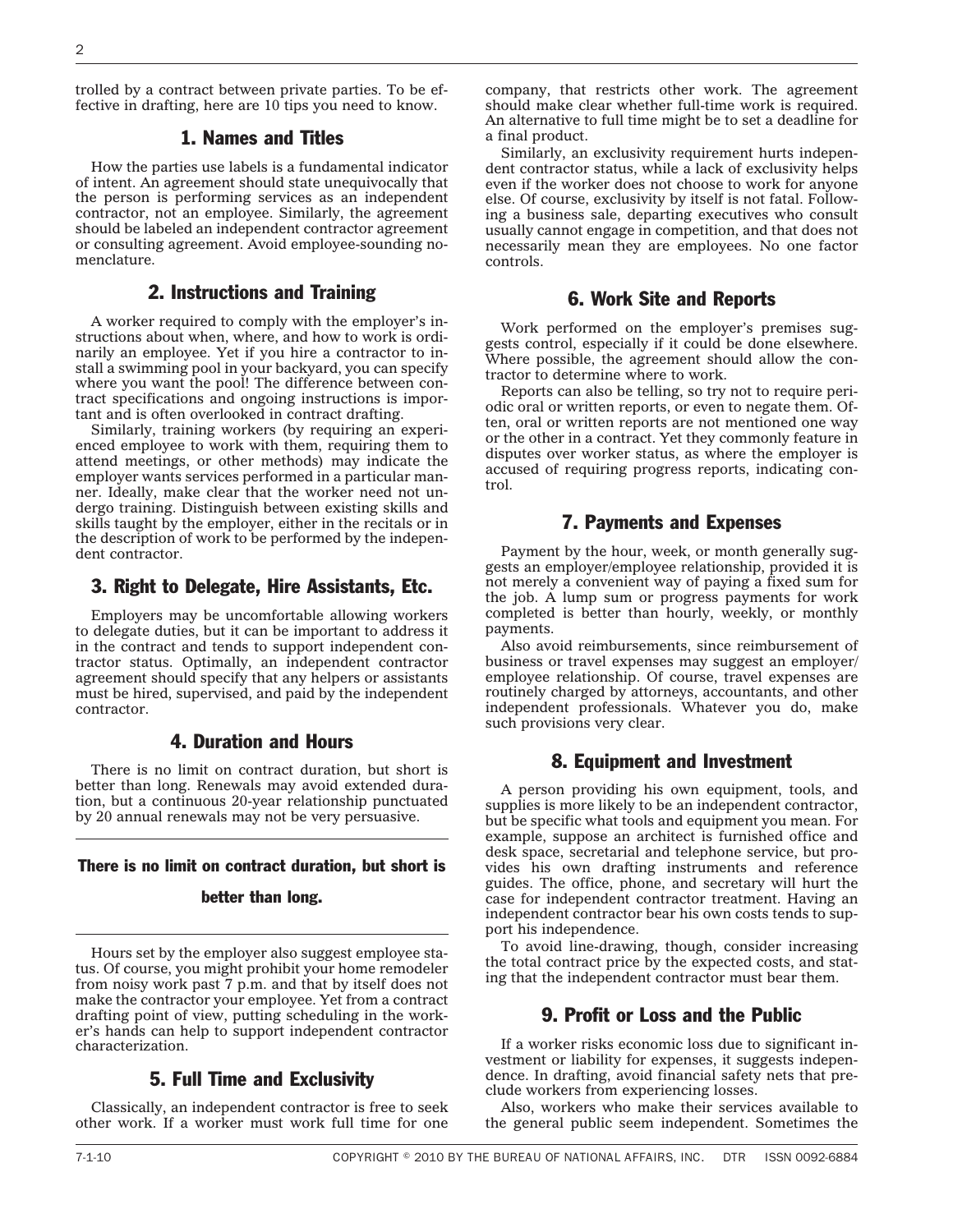trolled by a contract between private parties. To be effective in drafting, here are 10 tips you need to know.

## 1. Names and Titles

How the parties use labels is a fundamental indicator of intent. An agreement should state unequivocally that the person is performing services as an independent contractor, not an employee. Similarly, the agreement should be labeled an independent contractor agreement or consulting agreement. Avoid employee-sounding nomenclature.

## 2. Instructions and Training

A worker required to comply with the employer's instructions about when, where, and how to work is ordinarily an employee. Yet if you hire a contractor to install a swimming pool in your backyard, you can specify where you want the pool! The difference between contract specifications and ongoing instructions is important and is often overlooked in contract drafting.

Similarly, training workers (by requiring an experienced employee to work with them, requiring them to attend meetings, or other methods) may indicate the employer wants services performed in a particular manner. Ideally, make clear that the worker need not undergo training. Distinguish between existing skills and skills taught by the employer, either in the recitals or in the description of work to be performed by the independent contractor.

## 3. Right to Delegate, Hire Assistants, Etc.

Employers may be uncomfortable allowing workers to delegate duties, but it can be important to address it in the contract and tends to support independent contractor status. Optimally, an independent contractor agreement should specify that any helpers or assistants must be hired, supervised, and paid by the independent contractor.

## 4. Duration and Hours

There is no limit on contract duration, but short is better than long. Renewals may avoid extended duration, but a continuous 20-year relationship punctuated by 20 annual renewals may not be very persuasive.

**There is no limit on contract duration, but short is better than long.**

Hours set by the employer also suggest employee status. Of course, you might prohibit your home remodeler from noisy work past 7 p.m. and that by itself does not make the contractor your employee. Yet from a contract drafting point of view, putting scheduling in the worker's hands can help to support independent contractor characterization.

## 5. Full Time and Exclusivity

Classically, an independent contractor is free to seek other work. If a worker must work full time for one company, that restricts other work. The agreement should make clear whether full-time work is required. An alternative to full time might be to set a deadline for a final product.

Similarly, an exclusivity requirement hurts independent contractor status, while a lack of exclusivity helps even if the worker does not choose to work for anyone else. Of course, exclusivity by itself is not fatal. Following a business sale, departing executives who consult usually cannot engage in competition, and that does not necessarily mean they are employees. No one factor controls.

## 6. Work Site and Reports

Work performed on the employer's premises suggests control, especially if it could be done elsewhere. Where possible, the agreement should allow the contractor to determine where to work.

Reports can also be telling, so try not to require periodic oral or written reports, or even to negate them. Often, oral or written reports are not mentioned one way or the other in a contract. Yet they commonly feature in disputes over worker status, as where the employer is accused of requiring progress reports, indicating control.

## 7. Payments and Expenses

Payment by the hour, week, or month generally suggests an employer/employee relationship, provided it is not merely a convenient way of paying a fixed sum for the job. A lump sum or progress payments for work completed is better than hourly, weekly, or monthly payments.

Also avoid reimbursements, since reimbursement of business or travel expenses may suggest an employer/employee relationship. Of course, travel expenses are routinely charged by attorneys, accountants, and other independent professionals. Whatever you do, make such provisions very clear.

## 8. Equipment and Investment

A person providing his own equipment, tools, and supplies is more likely to be an independent contractor, but be specific what tools and equipment you mean. For example, suppose an architect is furnished office and desk space, secretarial and telephone service, but provides his own drafting instruments and reference guides. The office, phone, and secretary will hurt the case for independent contractor treatment. Having an independent contractor bear his own costs tends to support his independence.

To avoid line-drawing, though, consider increasing the total contract price by the expected costs, and stating that the independent contractor must bear them.

## 9. Profit or Loss and the Public

If a worker risks economic loss due to significant investment or liability for expenses, it suggests independence. In drafting, avoid financial safety nets that preclude workers from experiencing losses.

Also, workers who make their services available to the general public seem independent. Sometimes the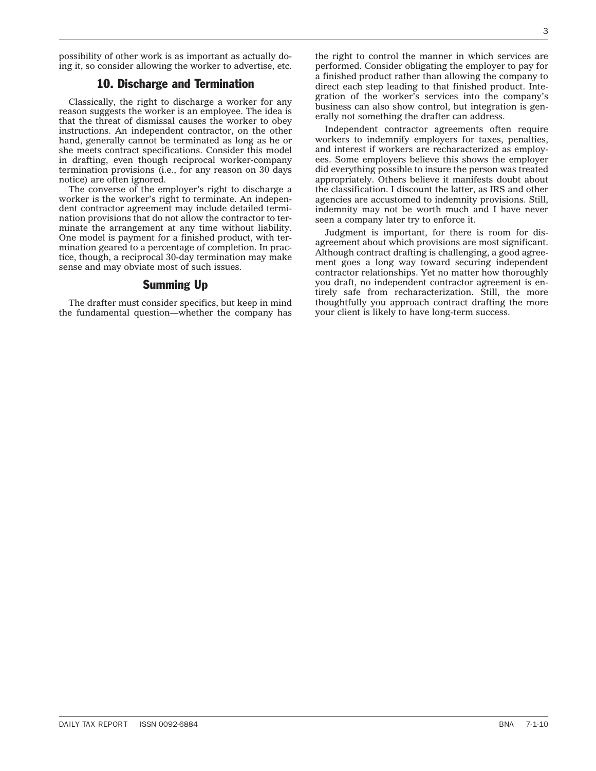possibility of other work is as important as actually doing it, so consider allowing the worker to advertise, etc.

## 10. Discharge and Termination

Classically, the right to discharge a worker for any reason suggests the worker is an employee. The idea is that the threat of dismissal causes the worker to obey instructions. An independent contractor, on the other hand, generally cannot be terminated as long as he or she meets contract specifications. Consider this model in drafting, even though reciprocal worker-company termination provisions (i.e., for any reason on 30 days notice) are often ignored.

The converse of the employer's right to discharge a worker is the worker's right to terminate. An independent contractor agreement may include detailed termination provisions that do not allow the contractor to terminate the arrangement at any time without liability. One model is payment for a finished product, with termination geared to a percentage of completion. In practice, though, a reciprocal 30-day termination may make sense and may obviate most of such issues.

## Summing Up

The drafter must consider specifics, but keep in mind the fundamental question—whether the company has the right to control the manner in which services are performed. Consider obligating the employer to pay for a finished product rather than allowing the company to direct each step leading to that finished product. Integration of the worker's services into the company's business can also show control, but integration is generally not something the drafter can address.

Independent contractor agreements often require workers to indemnify employers for taxes, penalties, and interest if workers are recharacterized as employees. Some employers believe this shows the employer did everything possible to insure the person was treated appropriately. Others believe it manifests doubt about the classification. I discount the latter, as IRS and other agencies are accustomed to indemnity provisions. Still, indemnity may not be worth much and I have never seen a company later try to enforce it.

Judgment is important, for there is room for disagreement about which provisions are most significant. Although contract drafting is challenging, a good agreement goes a long way toward securing independent contractor relationships. Yet no matter how thoroughly you draft, no independent contractor agreement is entirely safe from recharacterization. Still, the more thoughtfully you approach contract drafting the more your client is likely to have long-term success.